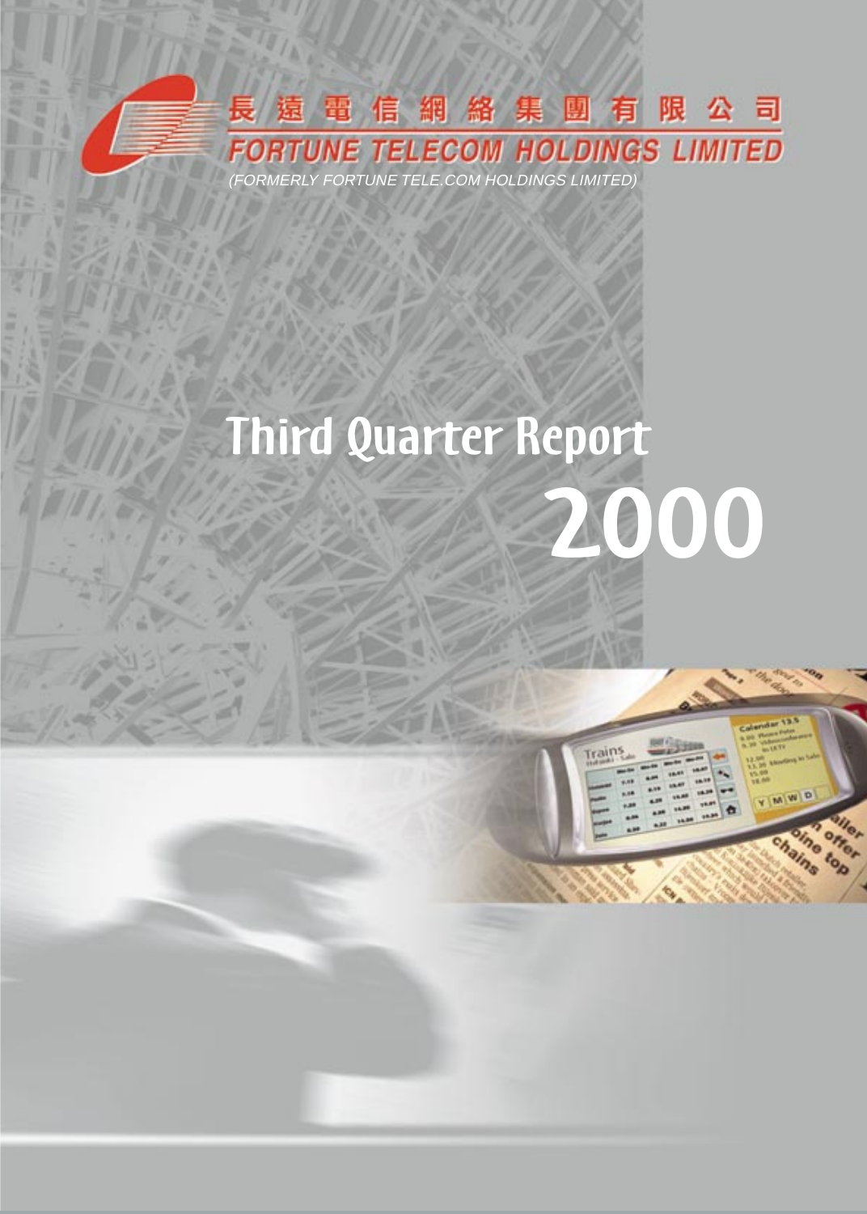長遠電信網絡集團有限公司

# FORTUNE TELECOM HOLDINGS LIMITED

*(FORMERLY FORTUNE TELE.COM HOLDINGS LIMITED)*

# Third Quarter Report 2000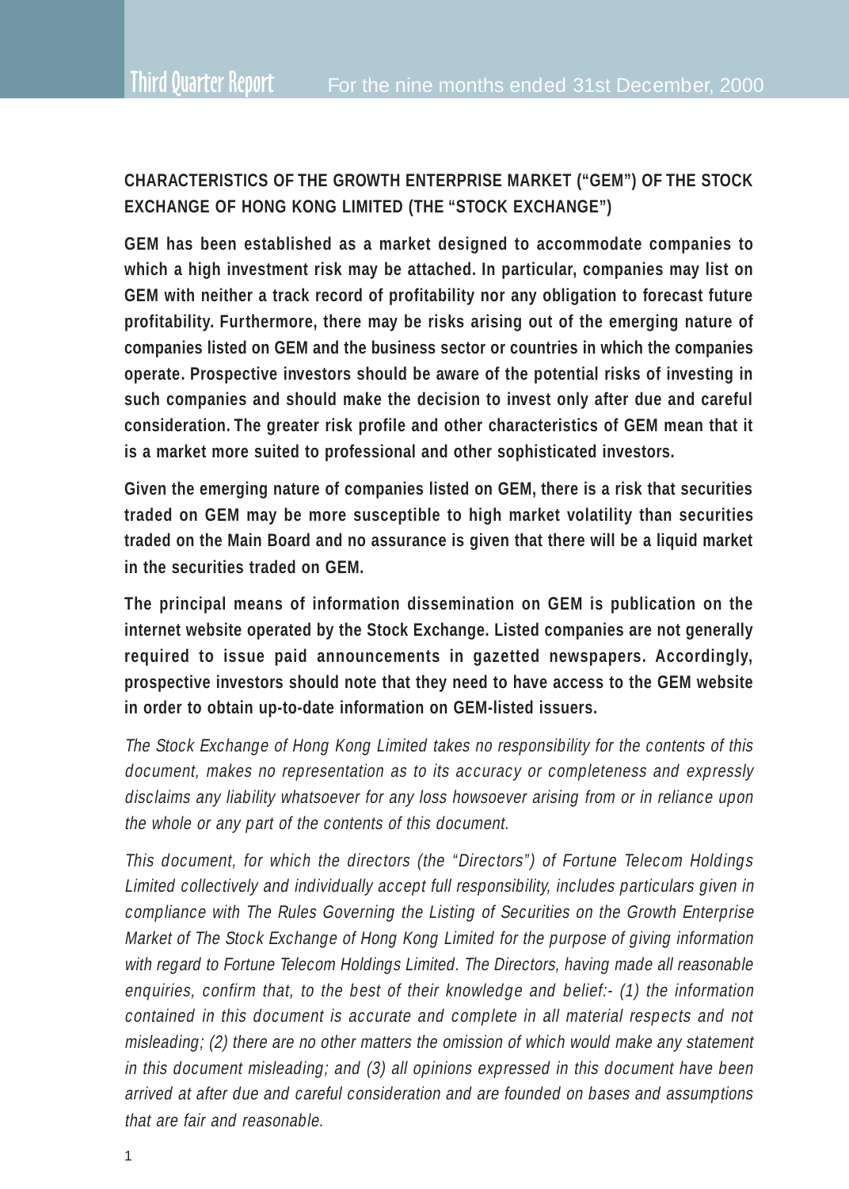**CHARACTERISTICS OF THE GROWTH ENTERPRISE MARKET ("GEM") OF THE STOCK EXCHANGE OF HONG KONG LIMITED (THE "STOCK EXCHANGE")**

**GEM has been established as a market designed to accommodate companies to which a high investment risk may be attached. In particular, companies may list on GEM with neither a track record of profitability nor any obligation to forecast future profitability. Furthermore, there may be risks arising out of the emerging nature of companies listed on GEM and the business sector or countries in which the companies operate. Prospective investors should be aware of the potential risks of investing in such companies and should make the decision to invest only after due and careful consideration. The greater risk profile and other characteristics of GEM mean that it is a market more suited to professional and other sophisticated investors.**

**Given the emerging nature of companies listed on GEM, there is a risk that securities traded on GEM may be more susceptible to high market volatility than securities traded on the Main Board and no assurance is given that there will be a liquid market in the securities traded on GEM.**

**The principal means of information dissemination on GEM is publication on the internet website operated by the Stock Exchange. Listed companies are not generally required to issue paid announcements in gazetted newspapers. Accordingly, prospective investors should note that they need to have access to the GEM website in order to obtain up-to-date information on GEM-listed issuers.**

*The Stock Exchange of Hong Kong Limited takes no responsibility for the contents of this document, makes no representation as to its accuracy or completeness and expressly disclaims any liability whatsoever for any loss howsoever arising from or in reliance upon the whole or any part of the contents of this document.*

*This document, for which the directors (the "Directors") of Fortune Telecom Holdings Limited collectively and individually accept full responsibility, includes particulars given in compliance with The Rules Governing the Listing of Securities on the Growth Enterprise Market of The Stock Exchange of Hong Kong Limited for the purpose of giving information with regard to Fortune Telecom Holdings Limited. The Directors, having made all reasonable enquiries, confirm that, to the best of their knowledge and belief:- (1) the information contained in this document is accurate and complete in all material respects and not misleading; (2) there are no other matters the omission of which would make any statement in this document misleading; and (3) all opinions expressed in this document have been arrived at after due and careful consideration and are founded on bases and assumptions that are fair and reasonable.*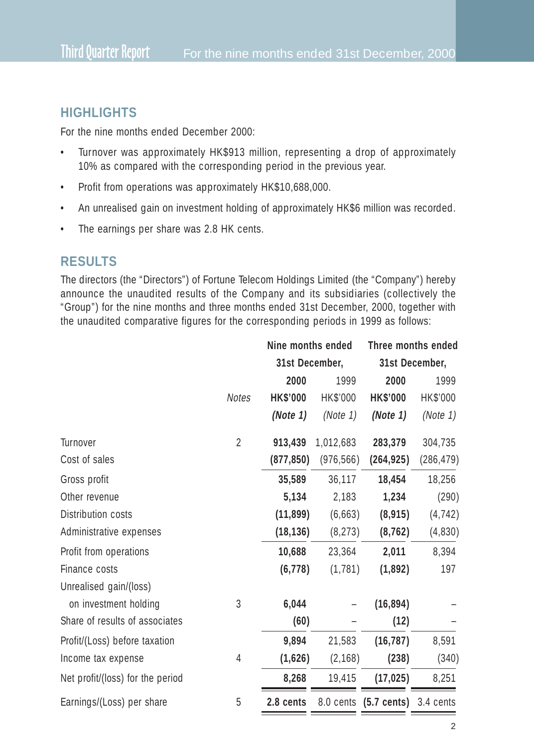## HIGHLIGHTS

For the nine months ended December 2000:

- Turnover was approximately HK$913 million, representing a drop of approximately 10% as compared with the corresponding period in the previous year.
- Profit from operations was approximately HK$10,688,000.
- An unrealised gain on investment holding of approximately HK$6 million was recorded.
- The earnings per share was 2.8 HK cents.

## RESULTS

The directors (the "Directors") of Fortune Telecom Holdings Limited (the "Company") hereby announce the unaudited results of the Company and its subsidiaries (collectively the "Group") for the nine months and three months ended 31st December, 2000, together with the unaudited comparative figures for the corresponding periods in 1999 as follows:

| | | Nine months ended 31st December, | | Three months ended 31st December, | |
|---|---|---|---|---|---|
| | | **2000** | 1999 | **2000** | 1999 |
| | *Notes* | **HK$'000** | HK$'000 | **HK$'000** | HK$'000 |
| | | ***(Note 1)*** | *(Note 1)* | ***(Note 1)*** | *(Note 1)* |
| Turnover | 2 | **913,439** | 1,012,683 | **283,379** | 304,735 |
| Cost of sales | | **(877,850)** | (976,566) | **(264,925)** | (286,479) |
| Gross profit | | **35,589** | 36,117 | **18,454** | 18,256 |
| Other revenue | | **5,134** | 2,183 | **1,234** | (290) |
| Distribution costs | | **(11,899)** | (6,663) | **(8,915)** | (4,742) |
| Administrative expenses | | **(18,136)** | (8,273) | **(8,762)** | (4,830) |
| Profit from operations | | **10,688** | 23,364 | **2,011** | 8,394 |
| Finance costs | | **(6,778)** | (1,781) | **(1,892)** | 197 |
| Unrealised gain/(loss) on investment holding | 3 | **6,044** | – | **(16,894)** | – |
| Share of results of associates | | **(60)** | – | **(12)** | – |
| Profit/(Loss) before taxation | | **9,894** | 21,583 | **(16,787)** | 8,591 |
| Income tax expense | 4 | **(1,626)** | (2,168) | **(238)** | (340) |
| Net profit/(loss) for the period | | **8,268** | 19,415 | **(17,025)** | 8,251 |
| Earnings/(Loss) per share | 5 | **2.8 cents** | 8.0 cents | **(5.7 cents)** | 3.4 cents |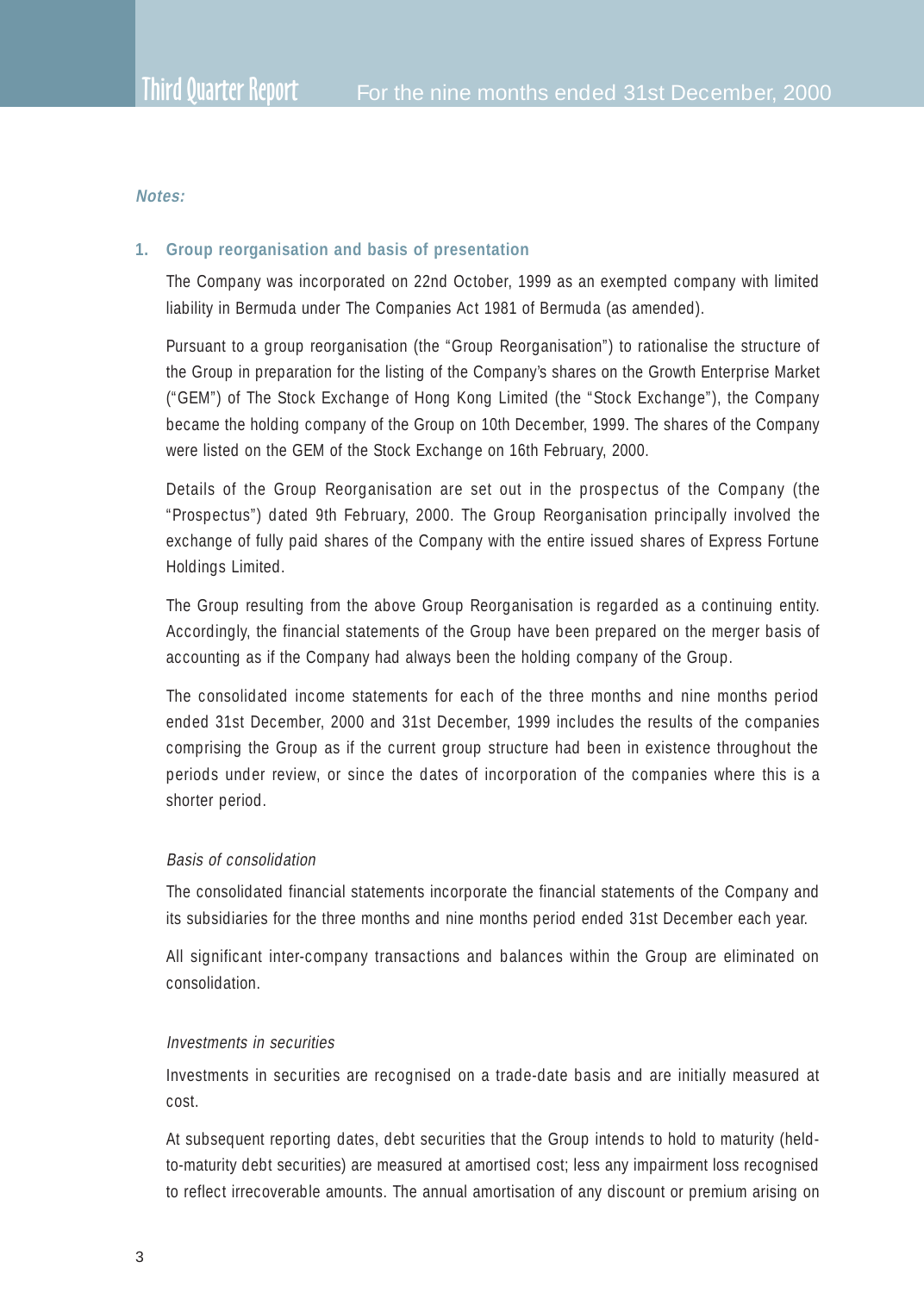**Notes:**

**1. Group reorganisation and basis of presentation**

The Company was incorporated on 22nd October, 1999 as an exempted company with limited liability in Bermuda under The Companies Act 1981 of Bermuda (as amended).

Pursuant to a group reorganisation (the "Group Reorganisation") to rationalise the structure of the Group in preparation for the listing of the Company's shares on the Growth Enterprise Market ("GEM") of The Stock Exchange of Hong Kong Limited (the "Stock Exchange"), the Company became the holding company of the Group on 10th December, 1999. The shares of the Company were listed on the GEM of the Stock Exchange on 16th February, 2000.

Details of the Group Reorganisation are set out in the prospectus of the Company (the "Prospectus") dated 9th February, 2000. The Group Reorganisation principally involved the exchange of fully paid shares of the Company with the entire issued shares of Express Fortune Holdings Limited.

The Group resulting from the above Group Reorganisation is regarded as a continuing entity. Accordingly, the financial statements of the Group have been prepared on the merger basis of accounting as if the Company had always been the holding company of the Group.

The consolidated income statements for each of the three months and nine months period ended 31st December, 2000 and 31st December, 1999 includes the results of the companies comprising the Group as if the current group structure had been in existence throughout the periods under review, or since the dates of incorporation of the companies where this is a shorter period.

*Basis of consolidation*

The consolidated financial statements incorporate the financial statements of the Company and its subsidiaries for the three months and nine months period ended 31st December each year.

All significant inter-company transactions and balances within the Group are eliminated on consolidation.

*Investments in securities*

Investments in securities are recognised on a trade-date basis and are initially measured at cost.

At subsequent reporting dates, debt securities that the Group intends to hold to maturity (held-to-maturity debt securities) are measured at amortised cost; less any impairment loss recognised to reflect irrecoverable amounts. The annual amortisation of any discount or premium arising on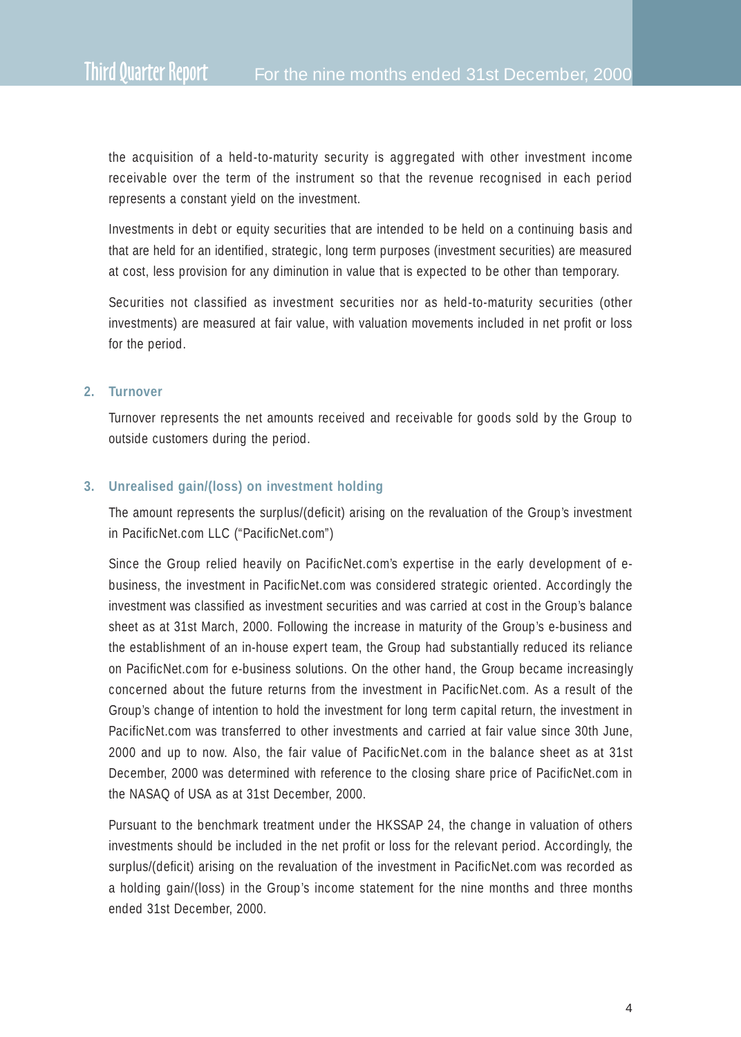the acquisition of a held-to-maturity security is aggregated with other investment income receivable over the term of the instrument so that the revenue recognised in each period represents a constant yield on the investment.

Investments in debt or equity securities that are intended to be held on a continuing basis and that are held for an identified, strategic, long term purposes (investment securities) are measured at cost, less provision for any diminution in value that is expected to be other than temporary.

Securities not classified as investment securities nor as held-to-maturity securities (other investments) are measured at fair value, with valuation movements included in net profit or loss for the period.

## 2. Turnover

Turnover represents the net amounts received and receivable for goods sold by the Group to outside customers during the period.

## 3. Unrealised gain/(loss) on investment holding

The amount represents the surplus/(deficit) arising on the revaluation of the Group's investment in PacificNet.com LLC ("PacificNet.com")

Since the Group relied heavily on PacificNet.com's expertise in the early development of e-business, the investment in PacificNet.com was considered strategic oriented. Accordingly the investment was classified as investment securities and was carried at cost in the Group's balance sheet as at 31st March, 2000. Following the increase in maturity of the Group's e-business and the establishment of an in-house expert team, the Group had substantially reduced its reliance on PacificNet.com for e-business solutions. On the other hand, the Group became increasingly concerned about the future returns from the investment in PacificNet.com. As a result of the Group's change of intention to hold the investment for long term capital return, the investment in PacificNet.com was transferred to other investments and carried at fair value since 30th June, 2000 and up to now. Also, the fair value of PacificNet.com in the balance sheet as at 31st December, 2000 was determined with reference to the closing share price of PacificNet.com in the NASAQ of USA as at 31st December, 2000.

Pursuant to the benchmark treatment under the HKSSAP 24, the change in valuation of others investments should be included in the net profit or loss for the relevant period. Accordingly, the surplus/(deficit) arising on the revaluation of the investment in PacificNet.com was recorded as a holding gain/(loss) in the Group's income statement for the nine months and three months ended 31st December, 2000.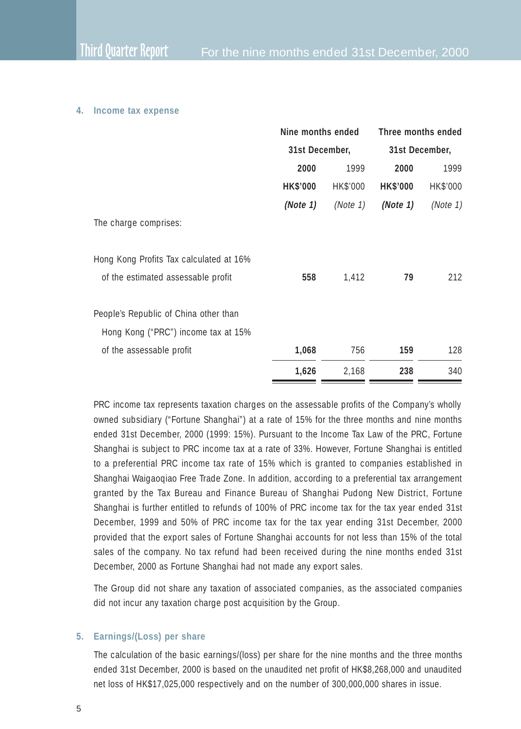### 4. Income tax expense

| | Nine months ended 31st December, | | Three months ended 31st December, | |
|---|---|---|---|---|
| | **2000** | 1999 | **2000** | 1999 |
| | **HK$'000** | HK$'000 | **HK$'000** | HK$'000 |
| | ***(Note 1)*** | *(Note 1)* | ***(Note 1)*** | *(Note 1)* |
| The charge comprises: | | | | |
| Hong Kong Profits Tax calculated at 16% of the estimated assessable profit | **558** | 1,412 | **79** | 212 |
| People's Republic of China other than Hong Kong ("PRC") income tax at 15% of the assessable profit | **1,068** | 756 | **159** | 128 |
| | **1,626** | 2,168 | **238** | 340 |

PRC income tax represents taxation charges on the assessable profits of the Company's wholly owned subsidiary ("Fortune Shanghai") at a rate of 15% for the three months and nine months ended 31st December, 2000 (1999: 15%). Pursuant to the Income Tax Law of the PRC, Fortune Shanghai is subject to PRC income tax at a rate of 33%. However, Fortune Shanghai is entitled to a preferential PRC income tax rate of 15% which is granted to companies established in Shanghai Waigaoqiao Free Trade Zone. In addition, according to a preferential tax arrangement granted by the Tax Bureau and Finance Bureau of Shanghai Pudong New District, Fortune Shanghai is further entitled to refunds of 100% of PRC income tax for the tax year ended 31st December, 1999 and 50% of PRC income tax for the tax year ending 31st December, 2000 provided that the export sales of Fortune Shanghai accounts for not less than 15% of the total sales of the company. No tax refund had been received during the nine months ended 31st December, 2000 as Fortune Shanghai had not made any export sales.

The Group did not share any taxation of associated companies, as the associated companies did not incur any taxation charge post acquisition by the Group.

### 5. Earnings/(Loss) per share

The calculation of the basic earnings/(loss) per share for the nine months and the three months ended 31st December, 2000 is based on the unaudited net profit of HK$8,268,000 and unaudited net loss of HK$17,025,000 respectively and on the number of 300,000,000 shares in issue.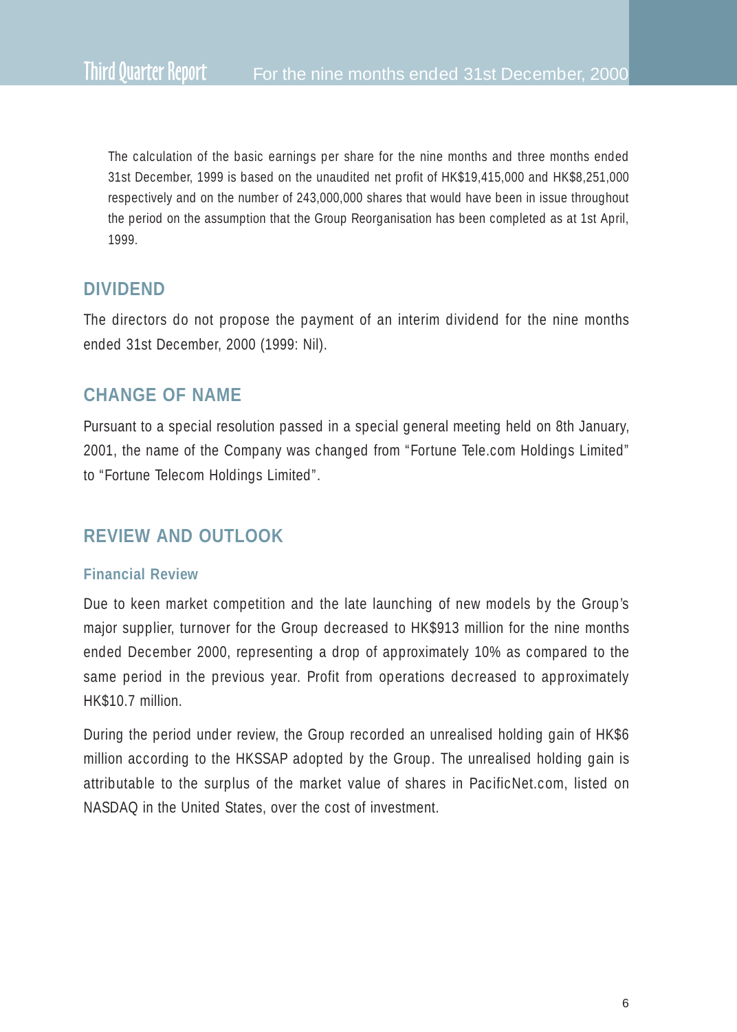The calculation of the basic earnings per share for the nine months and three months ended 31st December, 1999 is based on the unaudited net profit of HK$19,415,000 and HK$8,251,000 respectively and on the number of 243,000,000 shares that would have been in issue throughout the period on the assumption that the Group Reorganisation has been completed as at 1st April, 1999.

## DIVIDEND

The directors do not propose the payment of an interim dividend for the nine months ended 31st December, 2000 (1999: Nil).

## CHANGE OF NAME

Pursuant to a special resolution passed in a special general meeting held on 8th January, 2001, the name of the Company was changed from "Fortune Tele.com Holdings Limited" to "Fortune Telecom Holdings Limited".

## REVIEW AND OUTLOOK

### Financial Review

Due to keen market competition and the late launching of new models by the Group's major supplier, turnover for the Group decreased to HK$913 million for the nine months ended December 2000, representing a drop of approximately 10% as compared to the same period in the previous year. Profit from operations decreased to approximately HK$10.7 million.

During the period under review, the Group recorded an unrealised holding gain of HK$6 million according to the HKSSAP adopted by the Group. The unrealised holding gain is attributable to the surplus of the market value of shares in PacificNet.com, listed on NASDAQ in the United States, over the cost of investment.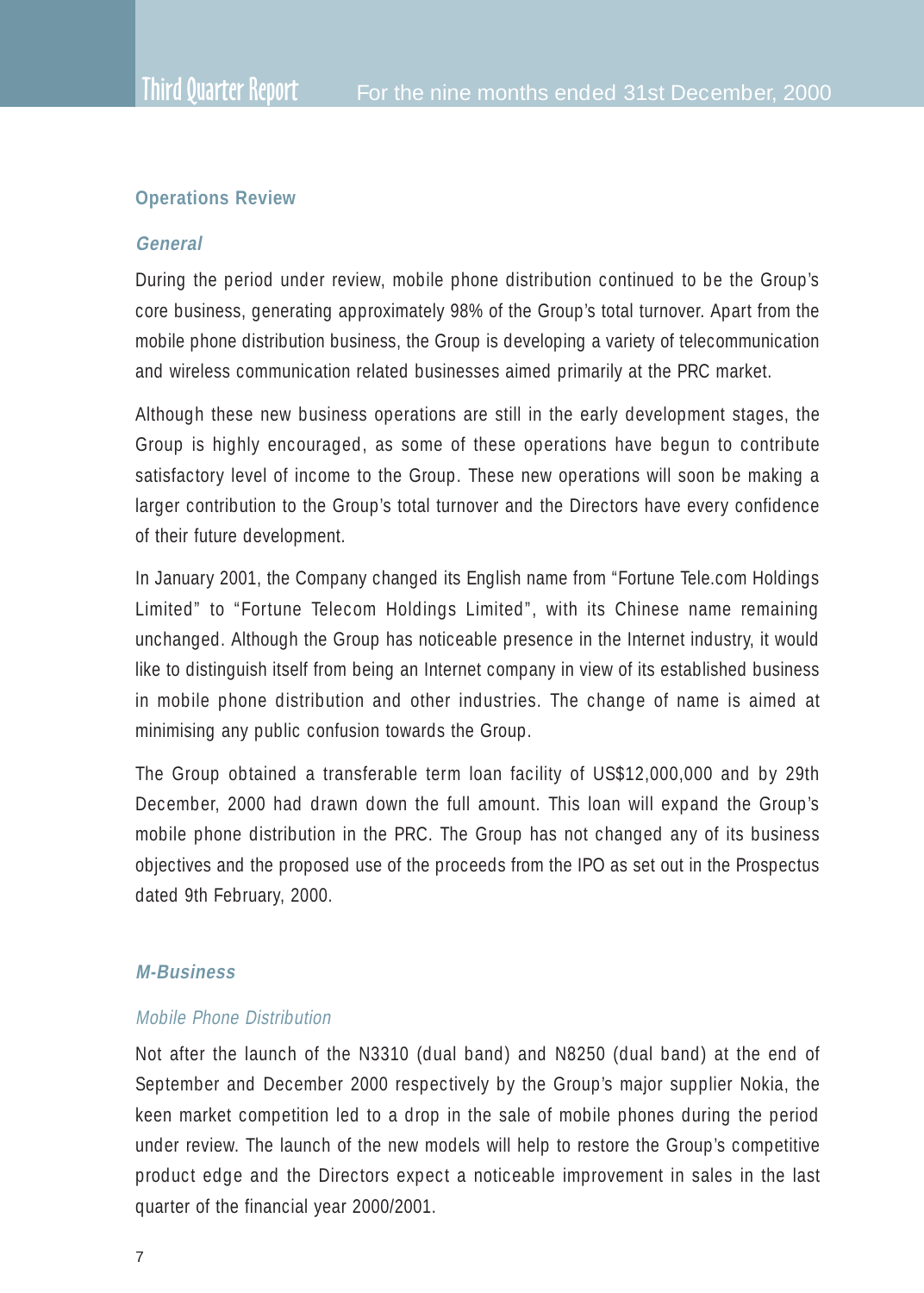## Operations Review

### *General*

During the period under review, mobile phone distribution continued to be the Group's core business, generating approximately 98% of the Group's total turnover. Apart from the mobile phone distribution business, the Group is developing a variety of telecommunication and wireless communication related businesses aimed primarily at the PRC market.

Although these new business operations are still in the early development stages, the Group is highly encouraged, as some of these operations have begun to contribute satisfactory level of income to the Group. These new operations will soon be making a larger contribution to the Group's total turnover and the Directors have every confidence of their future development.

In January 2001, the Company changed its English name from "Fortune Tele.com Holdings Limited" to "Fortune Telecom Holdings Limited", with its Chinese name remaining unchanged. Although the Group has noticeable presence in the Internet industry, it would like to distinguish itself from being an Internet company in view of its established business in mobile phone distribution and other industries. The change of name is aimed at minimising any public confusion towards the Group.

The Group obtained a transferable term loan facility of US$12,000,000 and by 29th December, 2000 had drawn down the full amount. This loan will expand the Group's mobile phone distribution in the PRC. The Group has not changed any of its business objectives and the proposed use of the proceeds from the IPO as set out in the Prospectus dated 9th February, 2000.

### *M-Business*

#### *Mobile Phone Distribution*

Not after the launch of the N3310 (dual band) and N8250 (dual band) at the end of September and December 2000 respectively by the Group's major supplier Nokia, the keen market competition led to a drop in the sale of mobile phones during the period under review. The launch of the new models will help to restore the Group's competitive product edge and the Directors expect a noticeable improvement in sales in the last quarter of the financial year 2000/2001.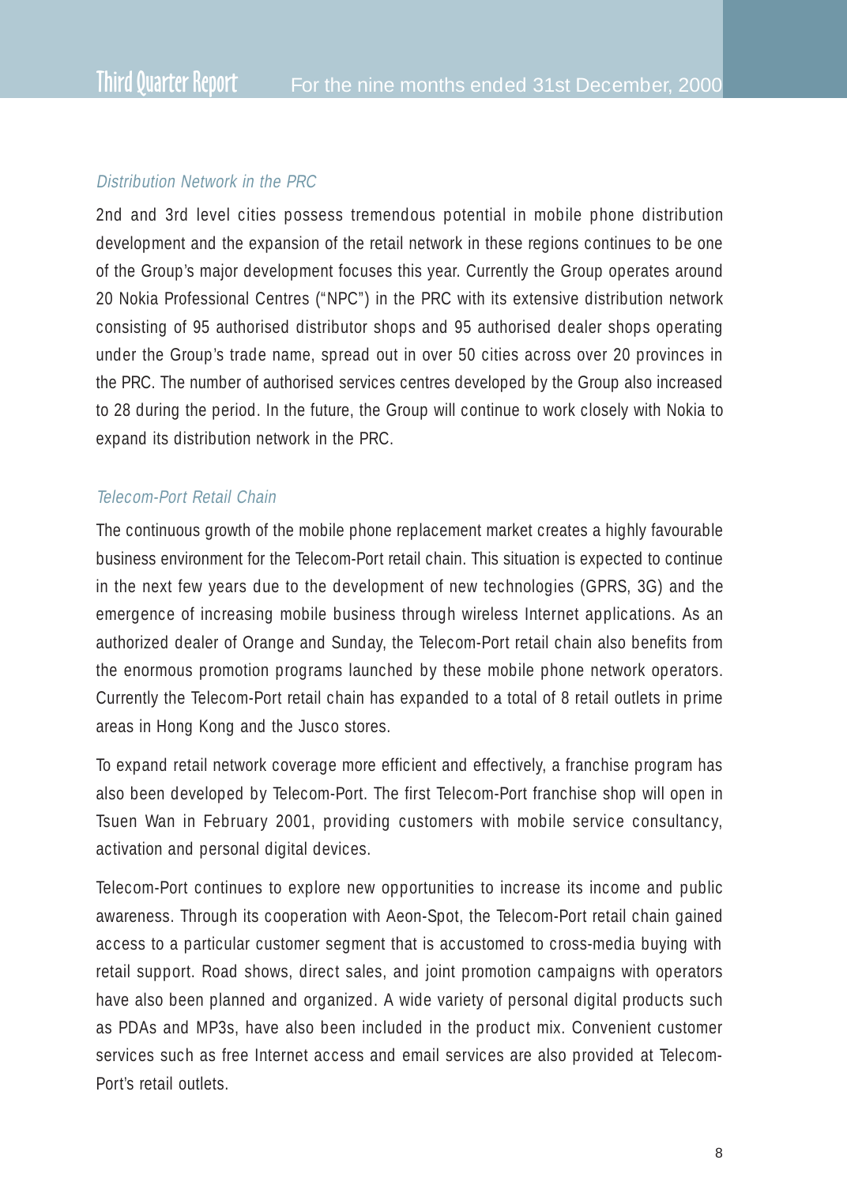*Distribution Network in the PRC*

2nd and 3rd level cities possess tremendous potential in mobile phone distribution development and the expansion of the retail network in these regions continues to be one of the Group's major development focuses this year. Currently the Group operates around 20 Nokia Professional Centres ("NPC") in the PRC with its extensive distribution network consisting of 95 authorised distributor shops and 95 authorised dealer shops operating under the Group's trade name, spread out in over 50 cities across over 20 provinces in the PRC. The number of authorised services centres developed by the Group also increased to 28 during the period. In the future, the Group will continue to work closely with Nokia to expand its distribution network in the PRC.

*Telecom-Port Retail Chain*

The continuous growth of the mobile phone replacement market creates a highly favourable business environment for the Telecom-Port retail chain. This situation is expected to continue in the next few years due to the development of new technologies (GPRS, 3G) and the emergence of increasing mobile business through wireless Internet applications. As an authorized dealer of Orange and Sunday, the Telecom-Port retail chain also benefits from the enormous promotion programs launched by these mobile phone network operators. Currently the Telecom-Port retail chain has expanded to a total of 8 retail outlets in prime areas in Hong Kong and the Jusco stores.

To expand retail network coverage more efficient and effectively, a franchise program has also been developed by Telecom-Port. The first Telecom-Port franchise shop will open in Tsuen Wan in February 2001, providing customers with mobile service consultancy, activation and personal digital devices.

Telecom-Port continues to explore new opportunities to increase its income and public awareness. Through its cooperation with Aeon-Spot, the Telecom-Port retail chain gained access to a particular customer segment that is accustomed to cross-media buying with retail support. Road shows, direct sales, and joint promotion campaigns with operators have also been planned and organized. A wide variety of personal digital products such as PDAs and MP3s, have also been included in the product mix. Convenient customer services such as free Internet access and email services are also provided at Telecom-Port's retail outlets.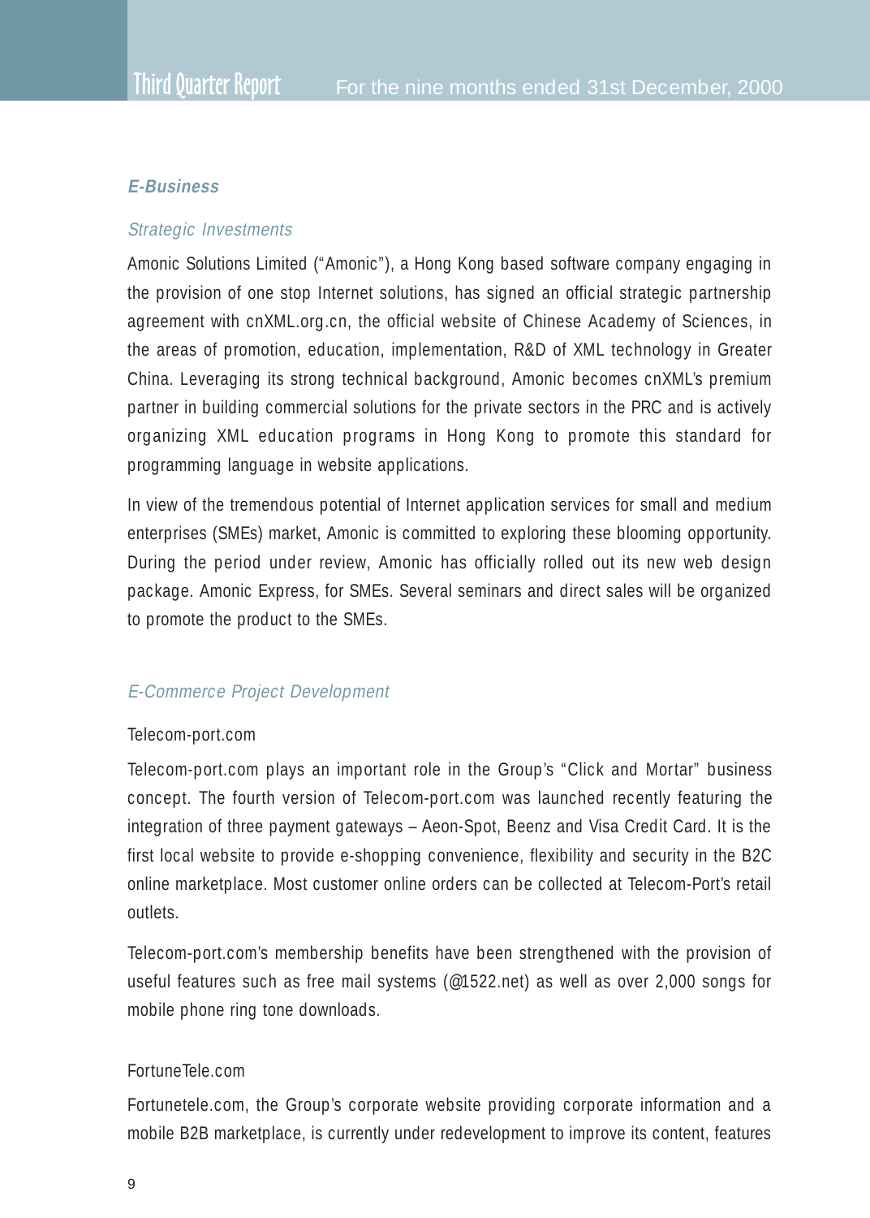### *E-Business*

*Strategic Investments*

Amonic Solutions Limited ("Amonic"), a Hong Kong based software company engaging in the provision of one stop Internet solutions, has signed an official strategic partnership agreement with cnXML.org.cn, the official website of Chinese Academy of Sciences, in the areas of promotion, education, implementation, R&D of XML technology in Greater China. Leveraging its strong technical background, Amonic becomes cnXML's premium partner in building commercial solutions for the private sectors in the PRC and is actively organizing XML education programs in Hong Kong to promote this standard for programming language in website applications.

In view of the tremendous potential of Internet application services for small and medium enterprises (SMEs) market, Amonic is committed to exploring these blooming opportunity. During the period under review, Amonic has officially rolled out its new web design package. Amonic Express, for SMEs. Several seminars and direct sales will be organized to promote the product to the SMEs.

*E-Commerce Project Development*

Telecom-port.com

Telecom-port.com plays an important role in the Group's "Click and Mortar" business concept. The fourth version of Telecom-port.com was launched recently featuring the integration of three payment gateways – Aeon-Spot, Beenz and Visa Credit Card. It is the first local website to provide e-shopping convenience, flexibility and security in the B2C online marketplace. Most customer online orders can be collected at Telecom-Port's retail outlets.

Telecom-port.com's membership benefits have been strengthened with the provision of useful features such as free mail systems (@1522.net) as well as over 2,000 songs for mobile phone ring tone downloads.

FortuneTele.com

Fortunetele.com, the Group's corporate website providing corporate information and a mobile B2B marketplace, is currently under redevelopment to improve its content, features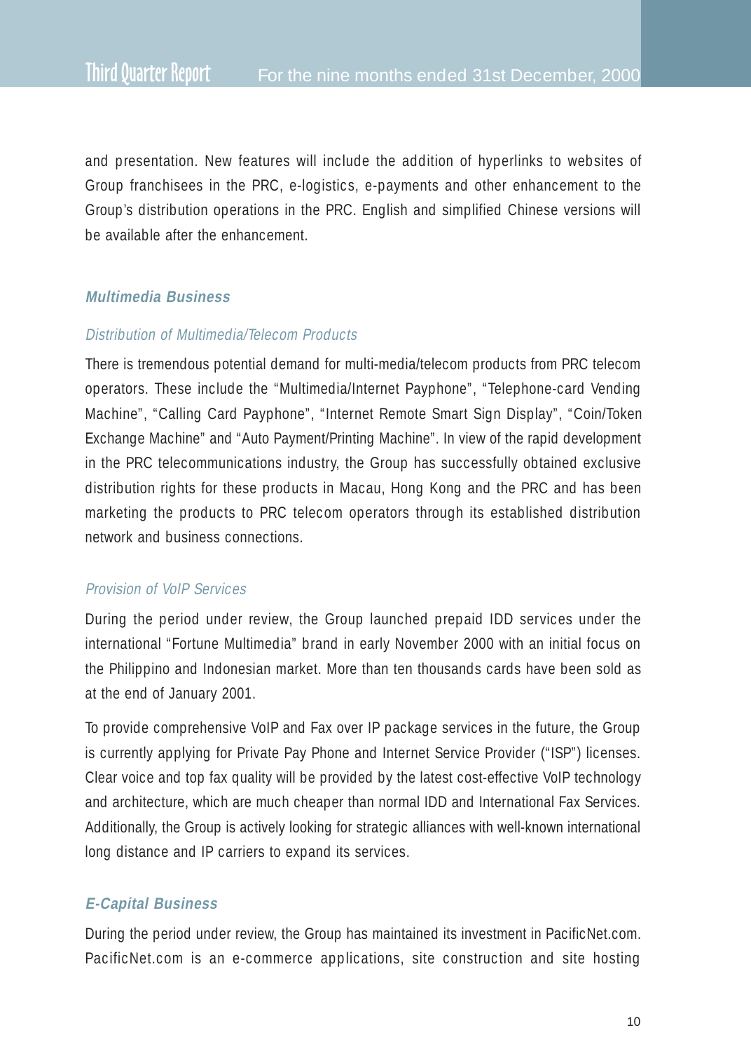and presentation. New features will include the addition of hyperlinks to websites of Group franchisees in the PRC, e-logistics, e-payments and other enhancement to the Group's distribution operations in the PRC. English and simplified Chinese versions will be available after the enhancement.

### ***Multimedia Business***

#### *Distribution of Multimedia/Telecom Products*

There is tremendous potential demand for multi-media/telecom products from PRC telecom operators. These include the "Multimedia/Internet Payphone", "Telephone-card Vending Machine", "Calling Card Payphone", "Internet Remote Smart Sign Display", "Coin/Token Exchange Machine" and "Auto Payment/Printing Machine". In view of the rapid development in the PRC telecommunications industry, the Group has successfully obtained exclusive distribution rights for these products in Macau, Hong Kong and the PRC and has been marketing the products to PRC telecom operators through its established distribution network and business connections.

#### *Provision of VoIP Services*

During the period under review, the Group launched prepaid IDD services under the international "Fortune Multimedia" brand in early November 2000 with an initial focus on the Philippino and Indonesian market. More than ten thousands cards have been sold as at the end of January 2001.

To provide comprehensive VoIP and Fax over IP package services in the future, the Group is currently applying for Private Pay Phone and Internet Service Provider ("ISP") licenses. Clear voice and top fax quality will be provided by the latest cost-effective VoIP technology and architecture, which are much cheaper than normal IDD and International Fax Services. Additionally, the Group is actively looking for strategic alliances with well-known international long distance and IP carriers to expand its services.

### ***E-Capital Business***

During the period under review, the Group has maintained its investment in PacificNet.com. PacificNet.com is an e-commerce applications, site construction and site hosting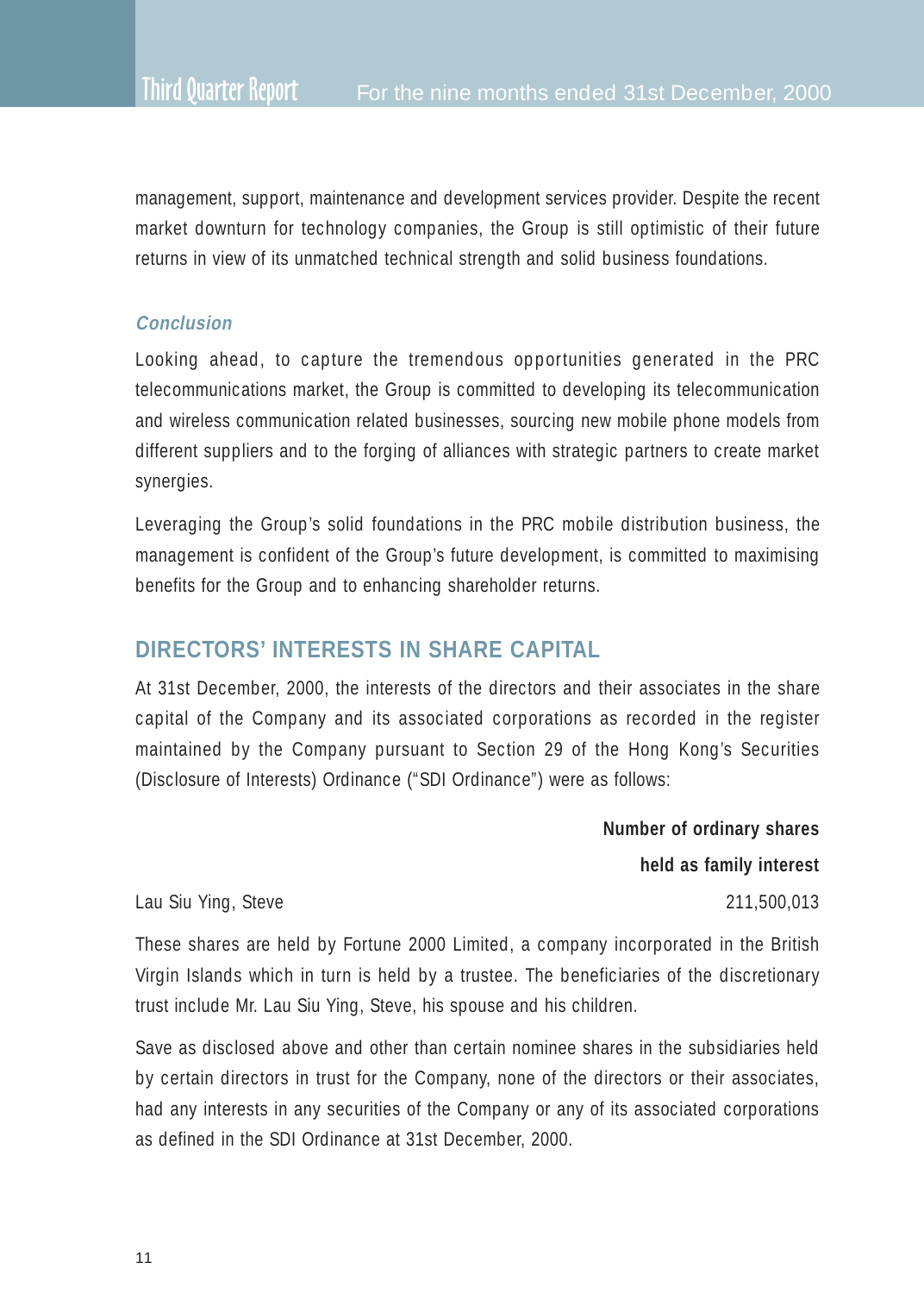management, support, maintenance and development services provider. Despite the recent market downturn for technology companies, the Group is still optimistic of their future returns in view of its unmatched technical strength and solid business foundations.

### *Conclusion*

Looking ahead, to capture the tremendous opportunities generated in the PRC telecommunications market, the Group is committed to developing its telecommunication and wireless communication related businesses, sourcing new mobile phone models from different suppliers and to the forging of alliances with strategic partners to create market synergies.

Leveraging the Group's solid foundations in the PRC mobile distribution business, the management is confident of the Group's future development, is committed to maximising benefits for the Group and to enhancing shareholder returns.

## DIRECTORS' INTERESTS IN SHARE CAPITAL

At 31st December, 2000, the interests of the directors and their associates in the share capital of the Company and its associated corporations as recorded in the register maintained by the Company pursuant to Section 29 of the Hong Kong's Securities (Disclosure of Interests) Ordinance ("SDI Ordinance") were as follows:

| | **Number of ordinary shares held as family interest** |
|---|---|
| Lau Siu Ying, Steve | 211,500,013 |

These shares are held by Fortune 2000 Limited, a company incorporated in the British Virgin Islands which in turn is held by a trustee. The beneficiaries of the discretionary trust include Mr. Lau Siu Ying, Steve, his spouse and his children.

Save as disclosed above and other than certain nominee shares in the subsidiaries held by certain directors in trust for the Company, none of the directors or their associates, had any interests in any securities of the Company or any of its associated corporations as defined in the SDI Ordinance at 31st December, 2000.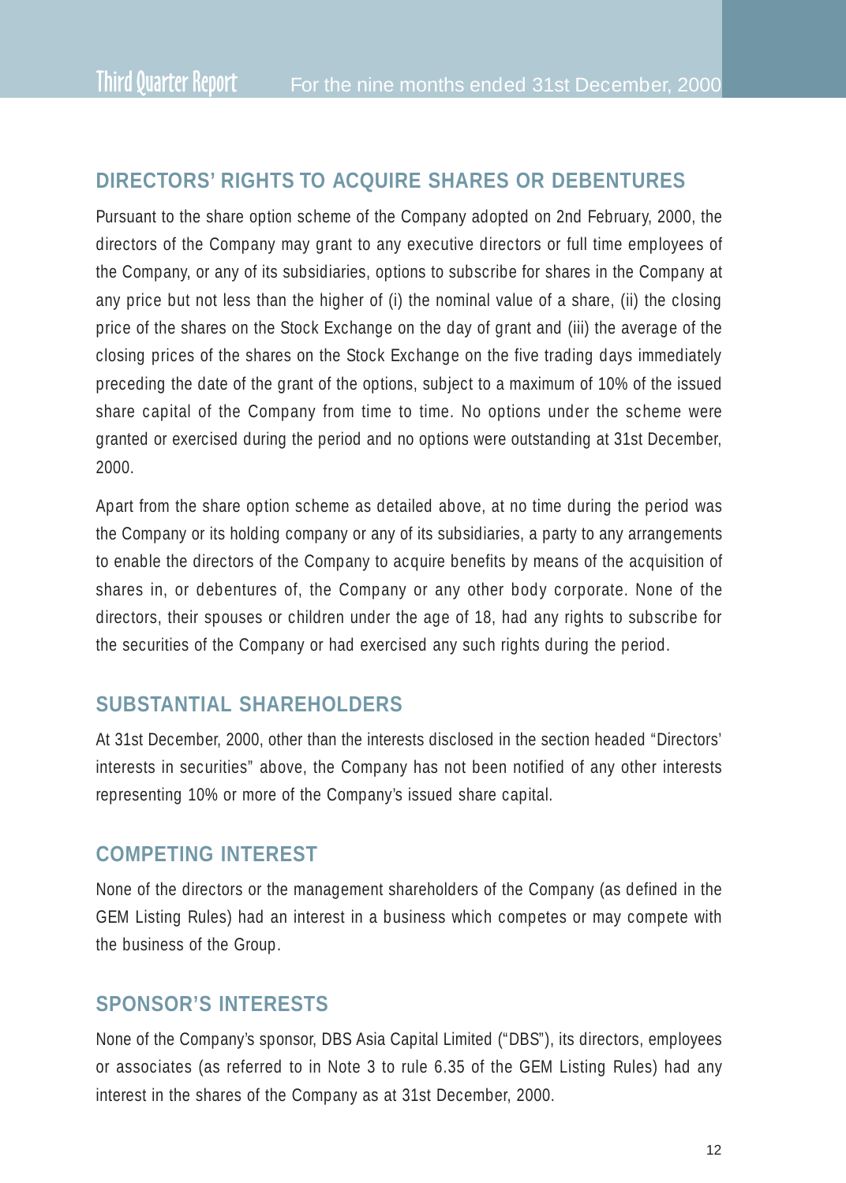## DIRECTORS' RIGHTS TO ACQUIRE SHARES OR DEBENTURES

Pursuant to the share option scheme of the Company adopted on 2nd February, 2000, the directors of the Company may grant to any executive directors or full time employees of the Company, or any of its subsidiaries, options to subscribe for shares in the Company at any price but not less than the higher of (i) the nominal value of a share, (ii) the closing price of the shares on the Stock Exchange on the day of grant and (iii) the average of the closing prices of the shares on the Stock Exchange on the five trading days immediately preceding the date of the grant of the options, subject to a maximum of 10% of the issued share capital of the Company from time to time. No options under the scheme were granted or exercised during the period and no options were outstanding at 31st December, 2000.

Apart from the share option scheme as detailed above, at no time during the period was the Company or its holding company or any of its subsidiaries, a party to any arrangements to enable the directors of the Company to acquire benefits by means of the acquisition of shares in, or debentures of, the Company or any other body corporate. None of the directors, their spouses or children under the age of 18, had any rights to subscribe for the securities of the Company or had exercised any such rights during the period.

## SUBSTANTIAL SHAREHOLDERS

At 31st December, 2000, other than the interests disclosed in the section headed "Directors' interests in securities" above, the Company has not been notified of any other interests representing 10% or more of the Company's issued share capital.

## COMPETING INTEREST

None of the directors or the management shareholders of the Company (as defined in the GEM Listing Rules) had an interest in a business which competes or may compete with the business of the Group.

## SPONSOR'S INTERESTS

None of the Company's sponsor, DBS Asia Capital Limited ("DBS"), its directors, employees or associates (as referred to in Note 3 to rule 6.35 of the GEM Listing Rules) had any interest in the shares of the Company as at 31st December, 2000.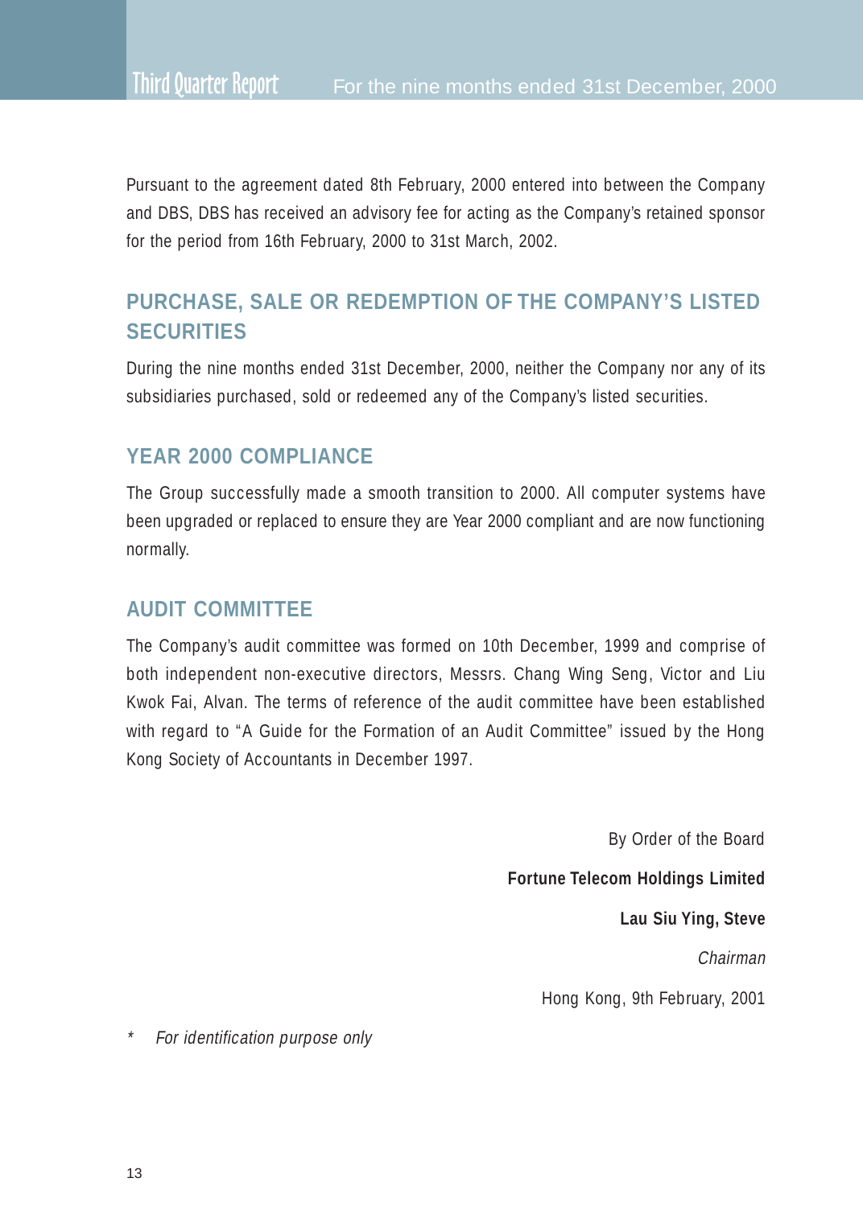Pursuant to the agreement dated 8th February, 2000 entered into between the Company and DBS, DBS has received an advisory fee for acting as the Company's retained sponsor for the period from 16th February, 2000 to 31st March, 2002.

## PURCHASE, SALE OR REDEMPTION OF THE COMPANY'S LISTED SECURITIES

During the nine months ended 31st December, 2000, neither the Company nor any of its subsidiaries purchased, sold or redeemed any of the Company's listed securities.

## YEAR 2000 COMPLIANCE

The Group successfully made a smooth transition to 2000. All computer systems have been upgraded or replaced to ensure they are Year 2000 compliant and are now functioning normally.

## AUDIT COMMITTEE

The Company's audit committee was formed on 10th December, 1999 and comprise of both independent non-executive directors, Messrs. Chang Wing Seng, Victor and Liu Kwok Fai, Alvan. The terms of reference of the audit committee have been established with regard to "A Guide for the Formation of an Audit Committee" issued by the Hong Kong Society of Accountants in December 1997.

By Order of the Board

**Fortune Telecom Holdings Limited**

**Lau Siu Ying, Steve**

*Chairman*

Hong Kong, 9th February, 2001

\* *For identification purpose only*